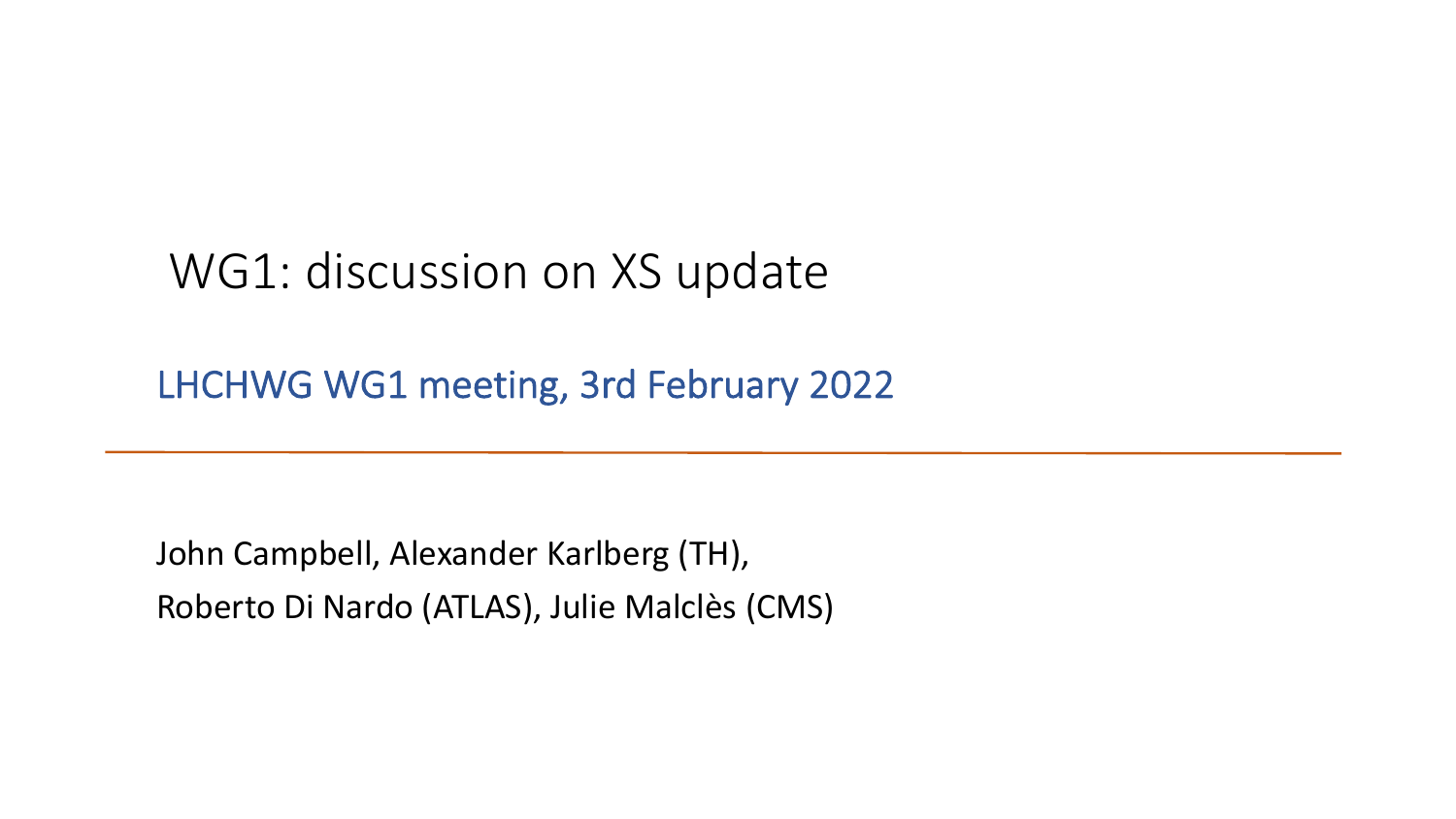# WG1: discussion on XS update

LHCHWG WG1 meeting, 3rd February 2022

John Campbell, Alexander Karlberg (TH),

Roberto Di Nardo (ATLAS), Julie Malclès (CMS)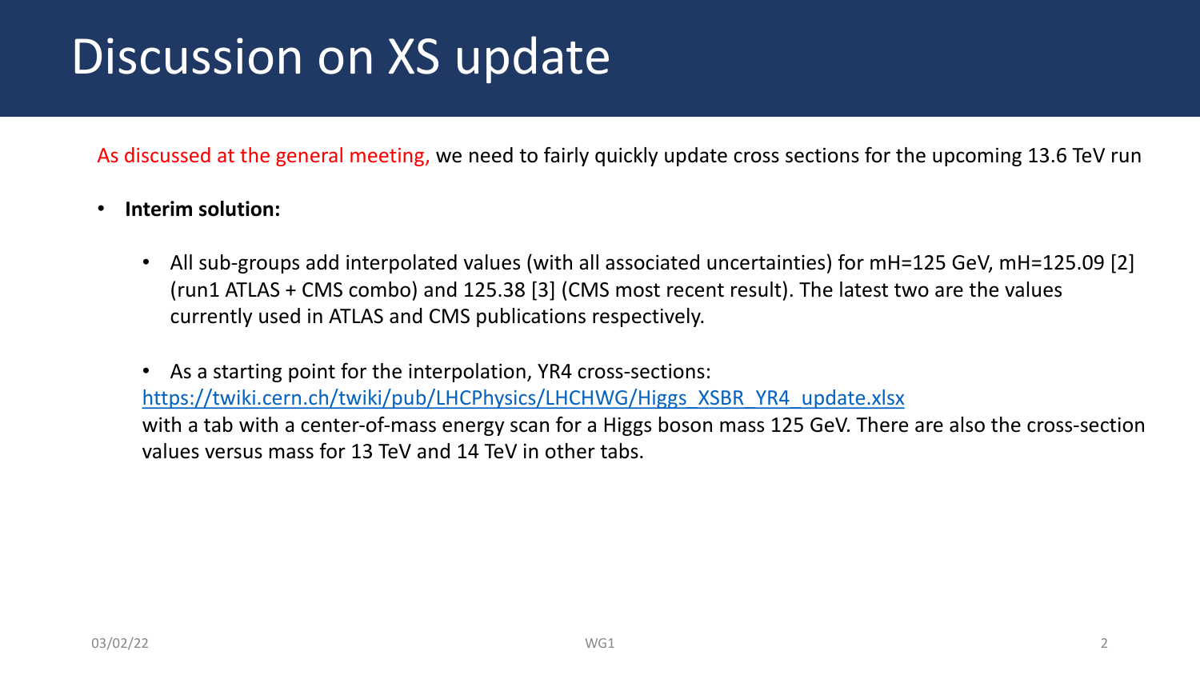# Discussion on XS update

As discussed at the general meeting, we need to fairly quickly update cross sections for the upcoming 13.6 TeV run

- **Interim solution:**
  - All sub-groups add interpolated values (with all associated uncertainties) for mH=125 GeV, mH=125.09 [2] (run1 ATLAS + CMS combo) and 125.38 [3] (CMS most recent result). The latest two are the values currently used in ATLAS and CMS publications respectively.
  - As a starting point for the interpolation, YR4 cross-sections: [https://twiki.cern.ch/twiki/pub/LHCPhysics/LHCHWG/Higgs_XSBR_YR4_update.xlsx](https://twiki.cern.ch/twiki/pub/LHCPhysics/LHCHWG/Higgs_XSBR_YR4_update.xlsx) with a tab with a center-of-mass energy scan for a Higgs boson mass 125 GeV. There are also the cross-section values versus mass for 13 TeV and 14 TeV in other tabs.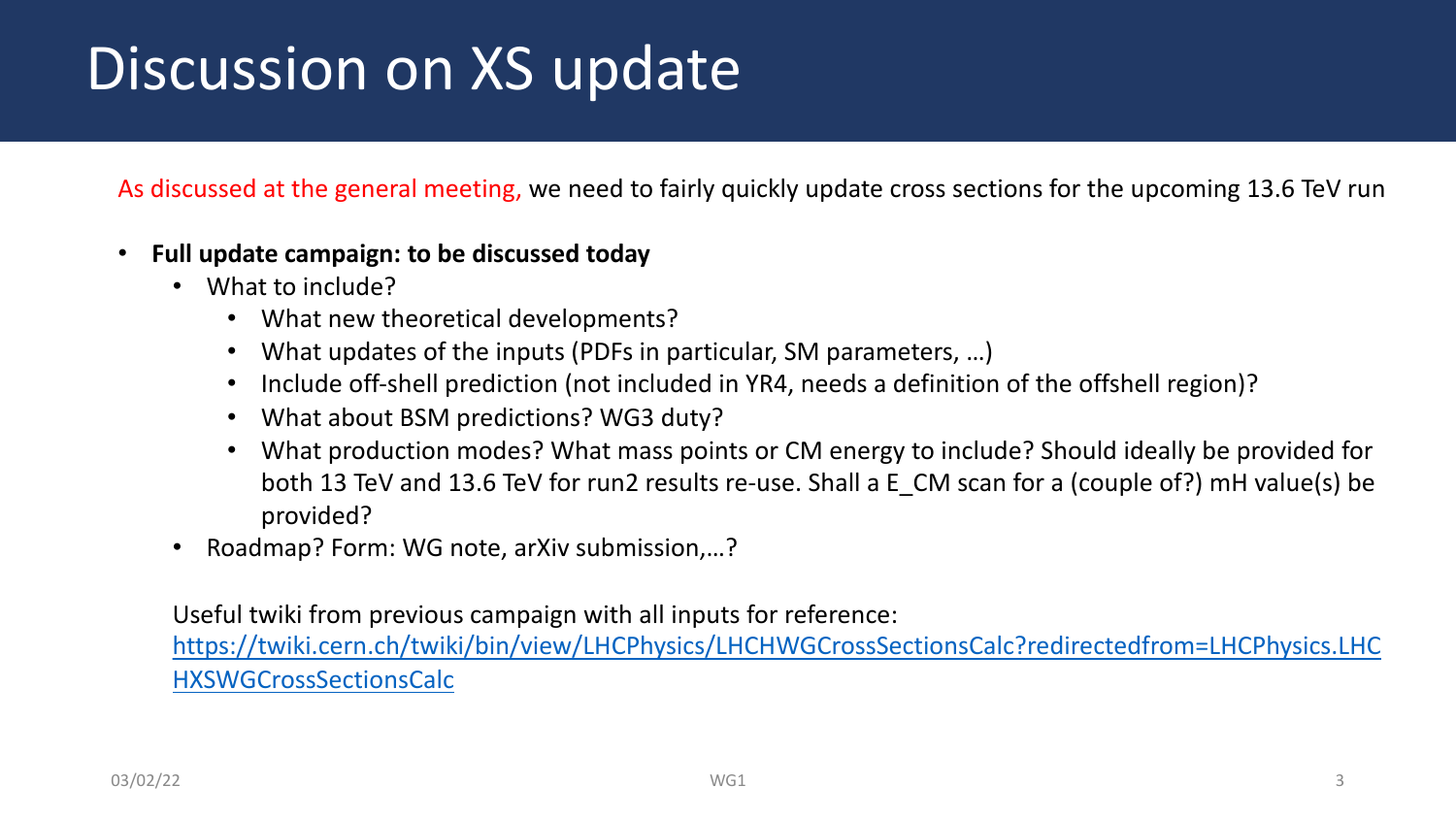# Discussion on XS update

As discussed at the general meeting, we need to fairly quickly update cross sections for the upcoming 13.6 TeV run

- **Full update campaign: to be discussed today**
  - What to include?
    - What new theoretical developments?
    - What updates of the inputs (PDFs in particular, SM parameters, …)
    - Include off-shell prediction (not included in YR4, needs a definition of the offshell region)?
    - What about BSM predictions? WG3 duty?
    - What production modes? What mass points or CM energy to include? Should ideally be provided for both 13 TeV and 13.6 TeV for run2 results re-use. Shall a E_CM scan for a (couple of?) mH value(s) be provided?
  - Roadmap? Form: WG note, arXiv submission,…?

Useful twiki from previous campaign with all inputs for reference:
[https://twiki.cern.ch/twiki/bin/view/LHCPhysics/LHCHWGCrossSectionsCalc?redirectedfrom=LHCPhysics.LHCHXSWGCrossSectionsCalc](https://twiki.cern.ch/twiki/bin/view/LHCPhysics/LHCHWGCrossSectionsCalc?redirectedfrom=LHCPhysics.LHCHXSWGCrossSectionsCalc)